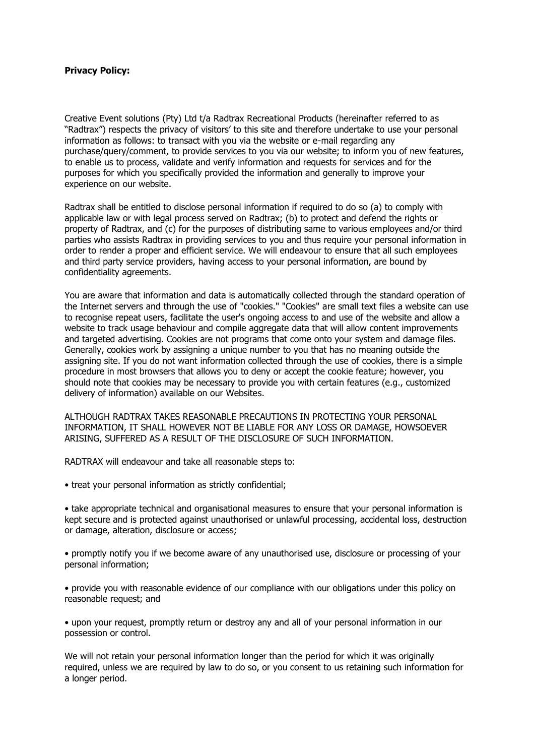**Privacy Policy:**

Creative Event solutions (Pty) Ltd t/a Radtrax Recreational Products (hereinafter referred to as "Radtrax") respects the privacy of visitors' to this site and therefore undertake to use your personal information as follows: to transact with you via the website or e-mail regarding any purchase/query/comment, to provide services to you via our website; to inform you of new features, to enable us to process, validate and verify information and requests for services and for the purposes for which you specifically provided the information and generally to improve your experience on our website.

Radtrax shall be entitled to disclose personal information if required to do so (a) to comply with applicable law or with legal process served on Radtrax; (b) to protect and defend the rights or property of Radtrax, and (c) for the purposes of distributing same to various employees and/or third parties who assists Radtrax in providing services to you and thus require your personal information in order to render a proper and efficient service. We will endeavour to ensure that all such employees and third party service providers, having access to your personal information, are bound by confidentiality agreements.

You are aware that information and data is automatically collected through the standard operation of the Internet servers and through the use of "cookies." "Cookies" are small text files a website can use to recognise repeat users, facilitate the user's ongoing access to and use of the website and allow a website to track usage behaviour and compile aggregate data that will allow content improvements and targeted advertising. Cookies are not programs that come onto your system and damage files. Generally, cookies work by assigning a unique number to you that has no meaning outside the assigning site. If you do not want information collected through the use of cookies, there is a simple procedure in most browsers that allows you to deny or accept the cookie feature; however, you should note that cookies may be necessary to provide you with certain features (e.g., customized delivery of information) available on our Websites.

ALTHOUGH RADTRAX TAKES REASONABLE PRECAUTIONS IN PROTECTING YOUR PERSONAL INFORMATION, IT SHALL HOWEVER NOT BE LIABLE FOR ANY LOSS OR DAMAGE, HOWSOEVER ARISING, SUFFERED AS A RESULT OF THE DISCLOSURE OF SUCH INFORMATION.

RADTRAX will endeavour and take all reasonable steps to:

- treat your personal information as strictly confidential;
- take appropriate technical and organisational measures to ensure that your personal information is kept secure and is protected against unauthorised or unlawful processing, accidental loss, destruction or damage, alteration, disclosure or access;
- promptly notify you if we become aware of any unauthorised use, disclosure or processing of your personal information;
- provide you with reasonable evidence of our compliance with our obligations under this policy on reasonable request; and
- upon your request, promptly return or destroy any and all of your personal information in our possession or control.

We will not retain your personal information longer than the period for which it was originally required, unless we are required by law to do so, or you consent to us retaining such information for a longer period.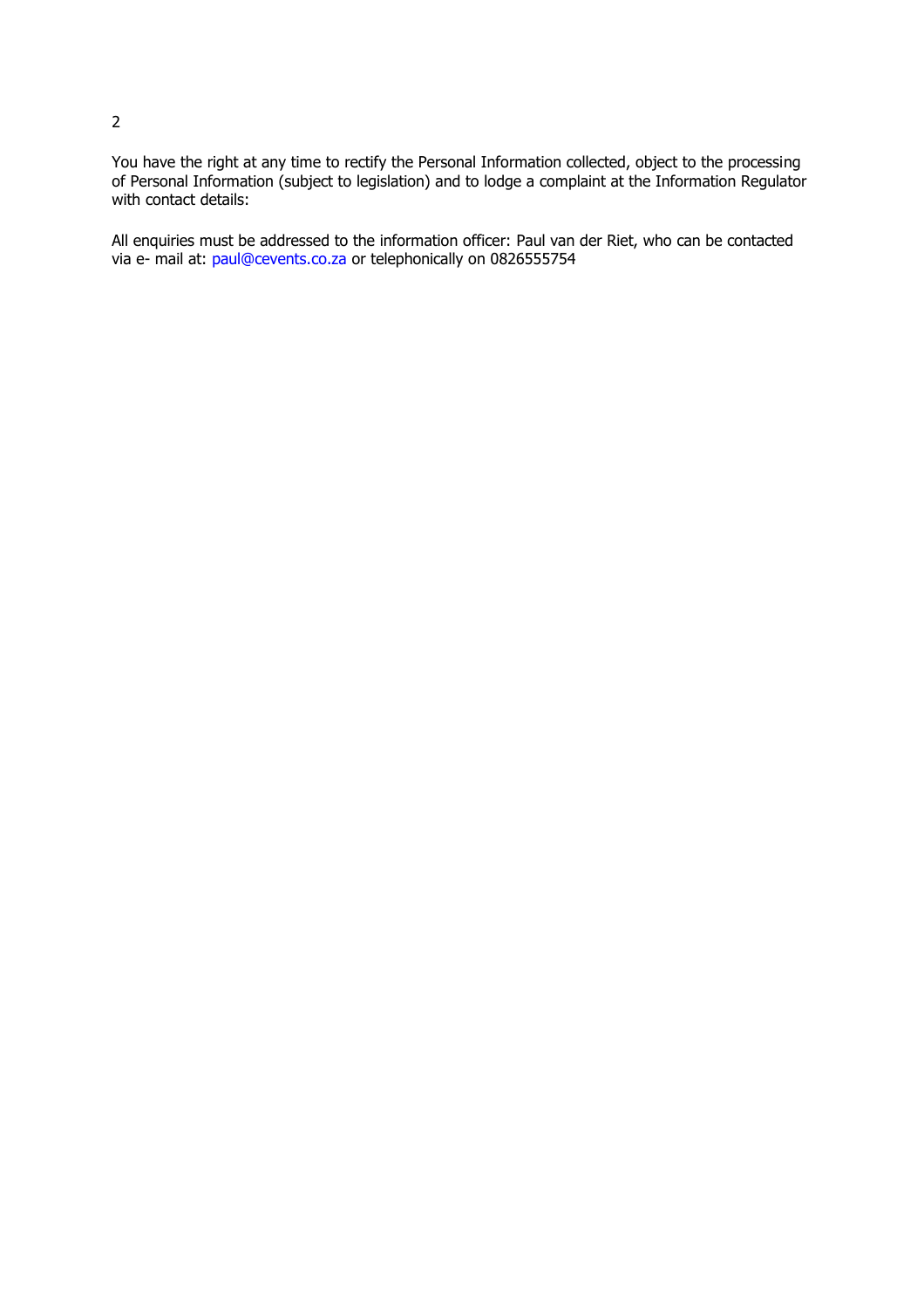You have the right at any time to rectify the Personal Information collected, object to the processing of Personal Information (subject to legislation) and to lodge a complaint at the Information Regulator with contact details:

All enquiries must be addressed to the information officer: Paul van der Riet, who can be contacted via e- mail at: paul@cevents.co.za or telephonically on 0826555754